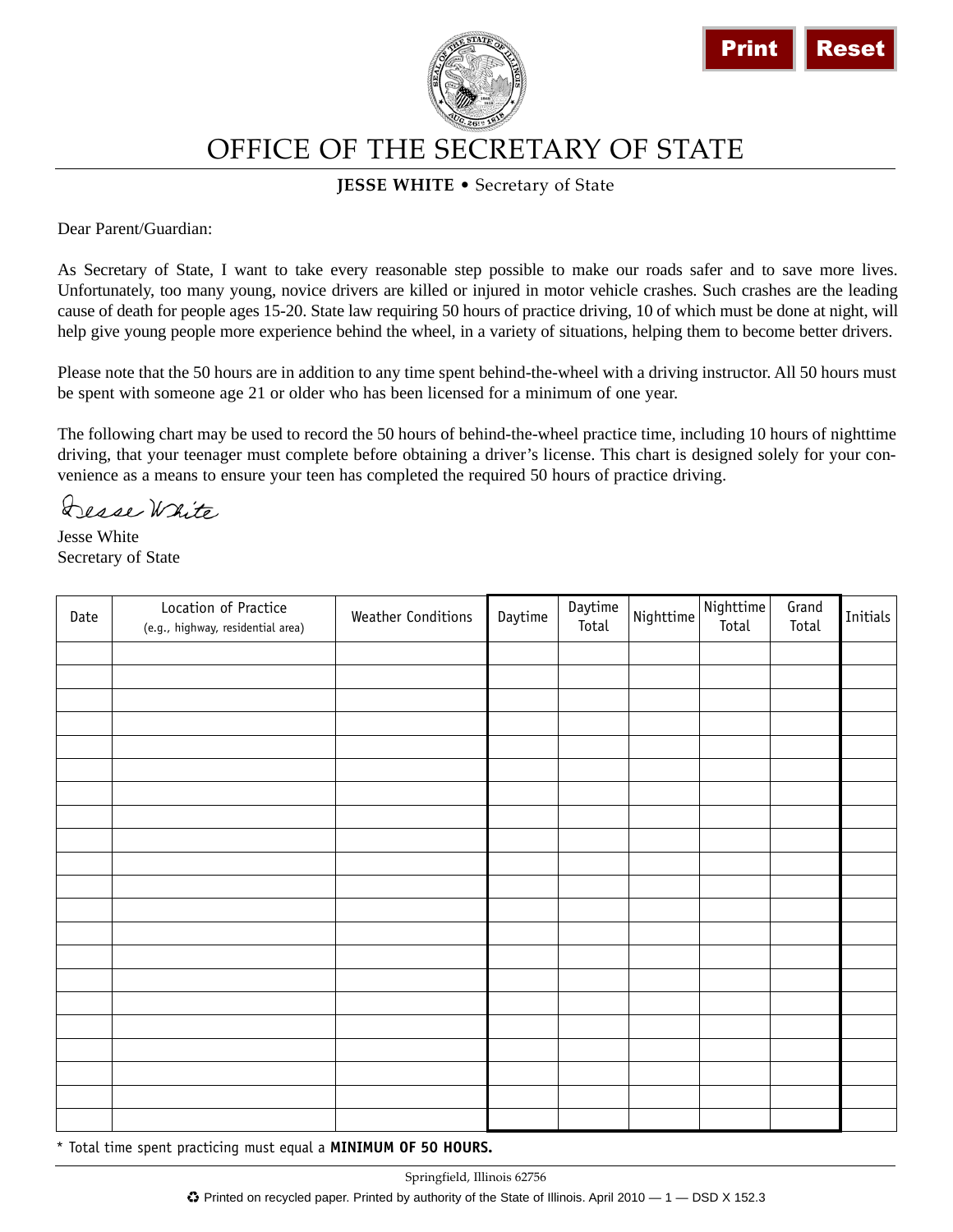# OFFICE OF THE SECRETARY OF STATE

**JESSE WHITE** • Secretary of State

Dear Parent/Guardian:

As Secretary of State, I want to take every reasonable step possible to make our roads safer and to save more lives. Unfortunately, too many young, novice drivers are killed or injured in motor vehicle crashes. Such crashes are the leading cause of death for people ages 15-20. State law requiring 50 hours of practice driving, 10 of which must be done at night, will help give young people more experience behind the wheel, in a variety of situations, helping them to become better drivers.

Please note that the 50 hours are in addition to any time spent behind-the-wheel with a driving instructor. All 50 hours must be spent with someone age 21 or older who has been licensed for a minimum of one year.

The following chart may be used to record the 50 hours of behind-the-wheel practice time, including 10 hours of nighttime driving, that your teenager must complete before obtaining a driver's license. This chart is designed solely for your convenience as a means to ensure your teen has completed the required 50 hours of practice driving.

Jesse White

Jesse White
Secretary of State

| Date | Location of Practice (e.g., highway, residential area) | Weather Conditions | Daytime | Daytime Total | Nighttime | Nighttime Total | Grand Total | Initials |
|---|---|---|---|---|---|---|---|---|
| | | | | | | | | |
| | | | | | | | | |
| | | | | | | | | |
| | | | | | | | | |
| | | | | | | | | |
| | | | | | | | | |
| | | | | | | | | |
| | | | | | | | | |
| | | | | | | | | |
| | | | | | | | | |
| | | | | | | | | |
| | | | | | | | | |
| | | | | | | | | |
| | | | | | | | | |
| | | | | | | | | |
| | | | | | | | | |
| | | | | | | | | |
| | | | | | | | | |
| | | | | | | | | |
| | | | | | | | | |
| | | | | | | | | |

* Total time spent practicing must equal a **MINIMUM OF 50 HOURS.**

Springfield, Illinois 62756

♻ Printed on recycled paper. Printed by authority of the State of Illinois. April 2010 — 1 — DSD X 152.3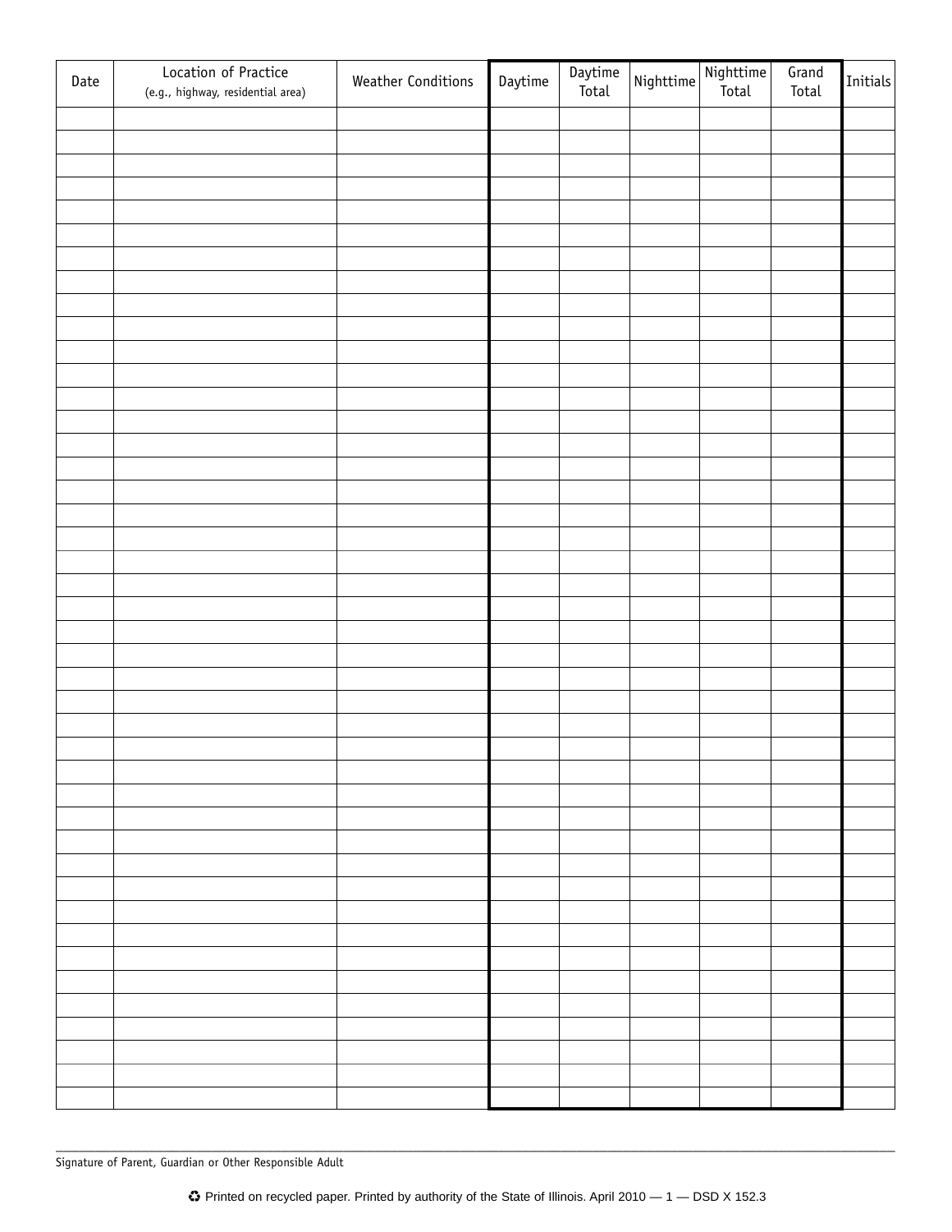| Date | Location of Practice (e.g., highway, residential area) | Weather Conditions | Daytime | Daytime Total | Nighttime | Nighttime Total | Grand Total | Initials |
|---|---|---|---|---|---|---|---|---|
| | | | | | | | | |
| | | | | | | | | |
| | | | | | | | | |
| | | | | | | | | |
| | | | | | | | | |
| | | | | | | | | |
| | | | | | | | | |
| | | | | | | | | |
| | | | | | | | | |
| | | | | | | | | |
| | | | | | | | | |
| | | | | | | | | |
| | | | | | | | | |
| | | | | | | | | |
| | | | | | | | | |
| | | | | | | | | |
| | | | | | | | | |
| | | | | | | | | |
| | | | | | | | | |
| | | | | | | | | |
| | | | | | | | | |
| | | | | | | | | |
| | | | | | | | | |
| | | | | | | | | |
| | | | | | | | | |
| | | | | | | | | |
| | | | | | | | | |
| | | | | | | | | |
| | | | | | | | | |
| | | | | | | | | |
| | | | | | | | | |
| | | | | | | | | |
| | | | | | | | | |
| | | | | | | | | |
| | | | | | | | | |
| | | | | | | | | |
| | | | | | | | | |
| | | | | | | | | |
| | | | | | | | | |
| | | | | | | | | |
| | | | | | | | | |
| | | | | | | | | |
| | | | | | | | | |
| | | | | | | | | |
| | | | | | | | | |

Signature of Parent, Guardian or Other Responsible Adult

♻ Printed on recycled paper. Printed by authority of the State of Illinois. April 2010 — 1 — DSD X 152.3